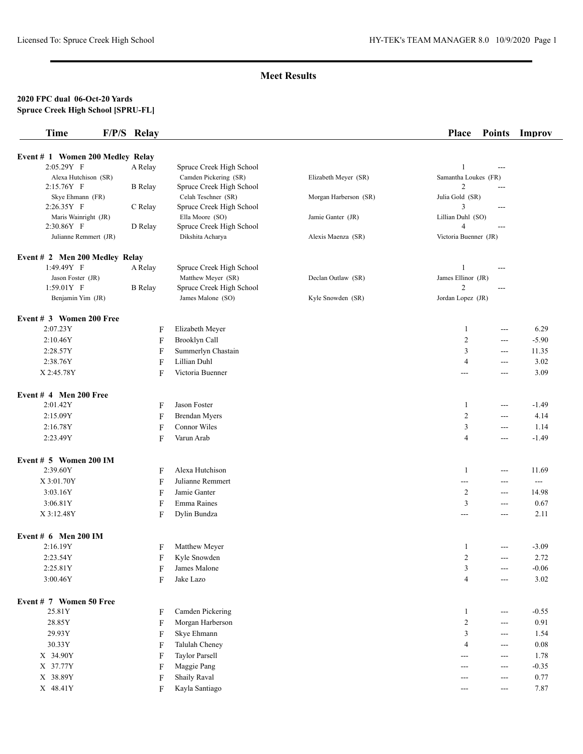## Meet Results

**2020 FPC dual 06-Oct-20 Yards**
**Spruce Creek High School [SPRU-FL]**

| Time | F/P/S | Relay | | | Place | Points | Improv |
|---|---|---|---|---|---|---|---|
| **Event # 1 Women 200 Medley Relay** | | | | | | | |
| 2:05.29Y F | | A Relay | Spruce Creek High School | | 1 | --- | |
| Alexa Hutchison (SR) | | | Camden Pickering (SR) | Elizabeth Meyer (SR) | Samantha Loukes (FR) | | |
| 2:15.76Y F | | B Relay | Spruce Creek High School | | 2 | --- | |
| Skye Ehmann (FR) | | | Celah Teschner (SR) | Morgan Harberson (SR) | Julia Gold (SR) | | |
| 2:26.35Y F | | C Relay | Spruce Creek High School | | 3 | --- | |
| Maris Wainright (JR) | | | Ella Moore (SO) | Jamie Ganter (JR) | Lillian Duhl (SO) | | |
| 2:30.86Y F | | D Relay | Spruce Creek High School | | 4 | --- | |
| Julianne Remmert (JR) | | | Dikshita Acharya | Alexis Maenza (SR) | Victoria Buenner (JR) | | |
| **Event # 2 Men 200 Medley Relay** | | | | | | | |
| 1:49.49Y F | | A Relay | Spruce Creek High School | | 1 | --- | |
| Jason Foster (JR) | | | Matthew Meyer (SR) | Declan Outlaw (SR) | James Ellinor (JR) | | |
| 1:59.01Y F | | B Relay | Spruce Creek High School | | 2 | --- | |
| Benjamin Yim (JR) | | | James Malone (SO) | Kyle Snowden (SR) | Jordan Lopez (JR) | | |
| **Event # 3 Women 200 Free** | | | | | | | |
| 2:07.23Y | F | | Elizabeth Meyer | | 1 | --- | 6.29 |
| 2:10.46Y | F | | Brooklyn Call | | 2 | --- | -5.90 |
| 2:28.57Y | F | | Summerlyn Chastain | | 3 | --- | 11.35 |
| 2:38.76Y | F | | Lillian Duhl | | 4 | --- | 3.02 |
| X 2:45.78Y | F | | Victoria Buenner | | --- | --- | 3.09 |
| **Event # 4 Men 200 Free** | | | | | | | |
| 2:01.42Y | F | | Jason Foster | | 1 | --- | -1.49 |
| 2:15.09Y | F | | Brendan Myers | | 2 | --- | 4.14 |
| 2:16.78Y | F | | Connor Wiles | | 3 | --- | 1.14 |
| 2:23.49Y | F | | Varun Arab | | 4 | --- | -1.49 |
| **Event # 5 Women 200 IM** | | | | | | | |
| 2:39.60Y | F | | Alexa Hutchison | | 1 | --- | 11.69 |
| X 3:01.70Y | F | | Julianne Remmert | | --- | --- | --- |
| 3:03.16Y | F | | Jamie Ganter | | 2 | --- | 14.98 |
| 3:06.81Y | F | | Emma Raines | | 3 | --- | 0.67 |
| X 3:12.48Y | F | | Dylin Bundza | | --- | --- | 2.11 |
| **Event # 6 Men 200 IM** | | | | | | | |
| 2:16.19Y | F | | Matthew Meyer | | 1 | --- | -3.09 |
| 2:23.54Y | F | | Kyle Snowden | | 2 | --- | 2.72 |
| 2:25.81Y | F | | James Malone | | 3 | --- | -0.06 |
| 3:00.46Y | F | | Jake Lazo | | 4 | --- | 3.02 |
| **Event # 7 Women 50 Free** | | | | | | | |
| 25.81Y | F | | Camden Pickering | | 1 | --- | -0.55 |
| 28.85Y | F | | Morgan Harberson | | 2 | --- | 0.91 |
| 29.93Y | F | | Skye Ehmann | | 3 | --- | 1.54 |
| 30.33Y | F | | Talulah Cheney | | 4 | --- | 0.08 |
| X 34.90Y | F | | Taylor Parsell | | --- | --- | 1.78 |
| X 37.77Y | F | | Maggie Pang | | --- | --- | -0.35 |
| X 38.89Y | F | | Shaily Raval | | --- | --- | 0.77 |
| X 48.41Y | F | | Kayla Santiago | | --- | --- | 7.87 |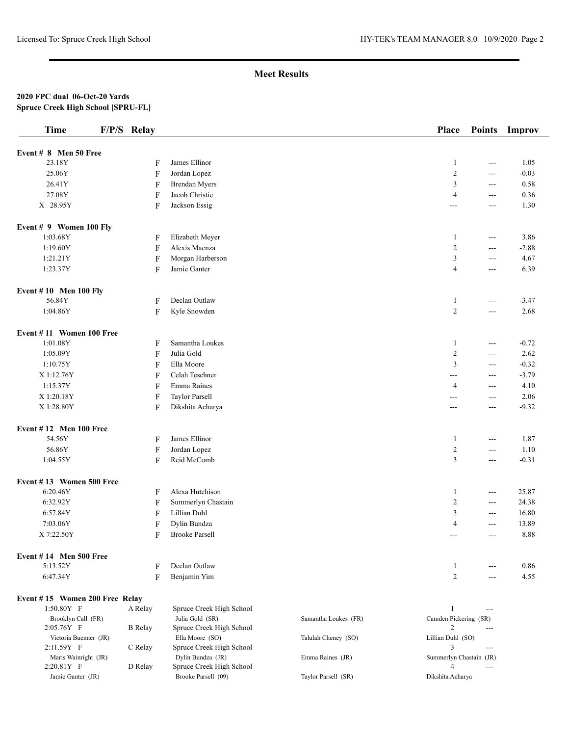## Meet Results

**2020 FPC dual 06-Oct-20 Yards**
**Spruce Creek High School [SPRU-FL]**

| Time | F/P/S | Relay | | Place | Points | Improv |
|---|---|---|---|---|---|---|
| **Event # 8 Men 50 Free** | | | | | | |
| 23.18Y | F | | James Ellinor | 1 | --- | 1.05 |
| 25.06Y | F | | Jordan Lopez | 2 | --- | -0.03 |
| 26.41Y | F | | Brendan Myers | 3 | --- | 0.58 |
| 27.08Y | F | | Jacob Christie | 4 | --- | 0.36 |
| X 28.95Y | F | | Jackson Essig | --- | --- | 1.30 |
| **Event # 9 Women 100 Fly** | | | | | | |
| 1:03.68Y | F | | Elizabeth Meyer | 1 | --- | 3.86 |
| 1:19.60Y | F | | Alexis Maenza | 2 | --- | -2.88 |
| 1:21.21Y | F | | Morgan Harberson | 3 | --- | 4.67 |
| 1:23.37Y | F | | Jamie Ganter | 4 | --- | 6.39 |
| **Event # 10 Men 100 Fly** | | | | | | |
| 56.84Y | F | | Declan Outlaw | 1 | --- | -3.47 |
| 1:04.86Y | F | | Kyle Snowden | 2 | --- | 2.68 |
| **Event # 11 Women 100 Free** | | | | | | |
| 1:01.08Y | F | | Samantha Loukes | 1 | --- | -0.72 |
| 1:05.09Y | F | | Julia Gold | 2 | --- | 2.62 |
| 1:10.75Y | F | | Ella Moore | 3 | --- | -0.32 |
| X 1:12.76Y | F | | Celah Teschner | --- | --- | -3.79 |
| 1:15.37Y | F | | Emma Raines | 4 | --- | 4.10 |
| X 1:20.18Y | F | | Taylor Parsell | --- | --- | 2.06 |
| X 1:28.80Y | F | | Dikshita Acharya | --- | --- | -9.32 |
| **Event # 12 Men 100 Free** | | | | | | |
| 54.56Y | F | | James Ellinor | 1 | --- | 1.87 |
| 56.86Y | F | | Jordan Lopez | 2 | --- | 1.10 |
| 1:04.55Y | F | | Reid McComb | 3 | --- | -0.31 |
| **Event # 13 Women 500 Free** | | | | | | |
| 6:20.46Y | F | | Alexa Hutchison | 1 | --- | 25.87 |
| 6:32.92Y | F | | Summerlyn Chastain | 2 | --- | 24.38 |
| 6:57.84Y | F | | Lillian Duhl | 3 | --- | 16.80 |
| 7:03.06Y | F | | Dylin Bundza | 4 | --- | 13.89 |
| X 7:22.50Y | F | | Brooke Parsell | --- | --- | 8.88 |
| **Event # 14 Men 500 Free** | | | | | | |
| 5:13.52Y | F | | Declan Outlaw | 1 | --- | 0.86 |
| 6:47.34Y | F | | Benjamin Yim | 2 | --- | 4.55 |

**Event # 15 Women 200 Free Relay**

| Time | Relay | Team | | | Place | Points |
|---|---|---|---|---|---|---|
| 1:50.80Y F | A Relay | Spruce Creek High School | | | 1 | --- |
| Brooklyn Call (FR) | | Julia Gold (SR) | Samantha Loukes (FR) | Camden Pickering (SR) | | |
| 2:05.76Y F | B Relay | Spruce Creek High School | | | 2 | --- |
| Victoria Buenner (JR) | | Ella Moore (SO) | Talulah Cheney (SO) | Lillian Duhl (SO) | | |
| 2:11.59Y F | C Relay | Spruce Creek High School | | | 3 | --- |
| Maris Wainright (JR) | | Dylin Bundza (JR) | Emma Raines (JR) | Summerlyn Chastain (JR) | | |
| 2:20.81Y F | D Relay | Spruce Creek High School | | | 4 | --- |
| Jamie Ganter (JR) | | Brooke Parsell (09) | Taylor Parsell (SR) | Dikshita Acharya | | |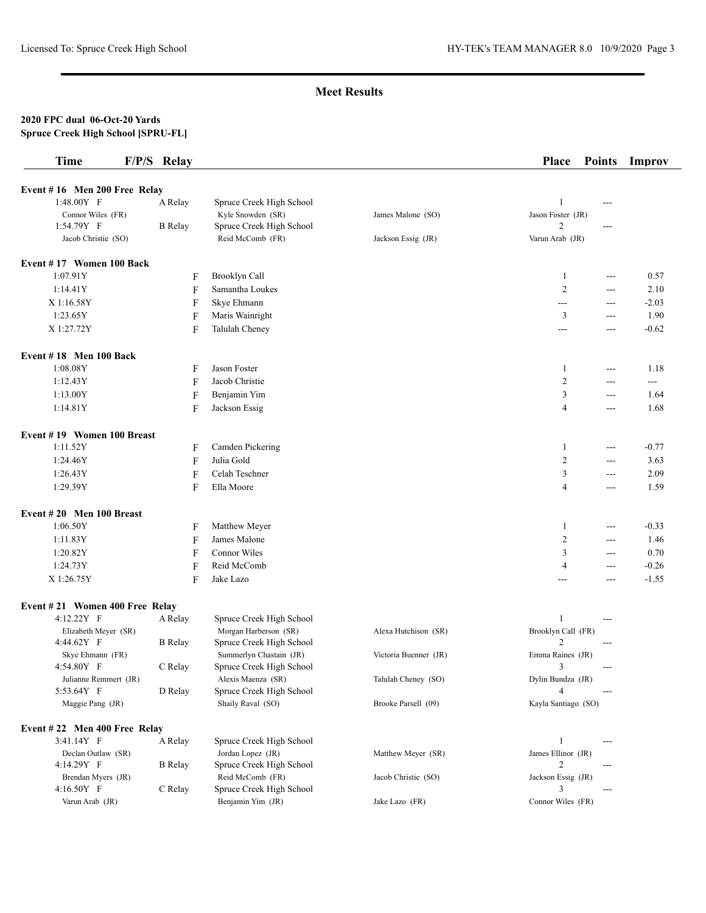## Meet Results

**2020 FPC dual 06-Oct-20 Yards**
**Spruce Creek High School [SPRU-FL]**

| Time | F/P/S | Relay | | | Place | Points | Improv |
|---|---|---|---|---|---|---|---|
| **Event # 16 Men 200 Free Relay** | | | | | | | |
| 1:48.00Y F | | A Relay | Spruce Creek High School | | 1 | --- | |
| Connor Wiles (FR) | | | Kyle Snowden (SR) | James Malone (SO) | Jason Foster (JR) | | |
| 1:54.79Y F | | B Relay | Spruce Creek High School | | 2 | --- | |
| Jacob Christie (SO) | | | Reid McComb (FR) | Jackson Essig (JR) | Varun Arab (JR) | | |
| **Event # 17 Women 100 Back** | | | | | | | |
| 1:07.91Y | F | | Brooklyn Call | | 1 | --- | 0.57 |
| 1:14.41Y | F | | Samantha Loukes | | 2 | --- | 2.10 |
| X 1:16.58Y | F | | Skye Ehmann | | --- | --- | -2.03 |
| 1:23.65Y | F | | Maris Wainright | | 3 | --- | 1.90 |
| X 1:27.72Y | F | | Talulah Cheney | | --- | --- | -0.62 |
| **Event # 18 Men 100 Back** | | | | | | | |
| 1:08.08Y | F | | Jason Foster | | 1 | --- | 1.18 |
| 1:12.43Y | F | | Jacob Christie | | 2 | --- | --- |
| 1:13.00Y | F | | Benjamin Yim | | 3 | --- | 1.64 |
| 1:14.81Y | F | | Jackson Essig | | 4 | --- | 1.68 |
| **Event # 19 Women 100 Breast** | | | | | | | |
| 1:11.52Y | F | | Camden Pickering | | 1 | --- | -0.77 |
| 1:24.46Y | F | | Julia Gold | | 2 | --- | 3.63 |
| 1:26.43Y | F | | Celah Teschner | | 3 | --- | 2.09 |
| 1:29.39Y | F | | Ella Moore | | 4 | --- | 1.59 |
| **Event # 20 Men 100 Breast** | | | | | | | |
| 1:06.50Y | F | | Matthew Meyer | | 1 | --- | -0.33 |
| 1:11.83Y | F | | James Malone | | 2 | --- | 1.46 |
| 1:20.82Y | F | | Connor Wiles | | 3 | --- | 0.70 |
| 1:24.73Y | F | | Reid McComb | | 4 | --- | -0.26 |
| X 1:26.75Y | F | | Jake Lazo | | --- | --- | -1.55 |
| **Event # 21 Women 400 Free Relay** | | | | | | | |
| 4:12.22Y F | | A Relay | Spruce Creek High School | | 1 | --- | |
| Elizabeth Meyer (SR) | | | Morgan Harberson (SR) | Alexa Hutchison (SR) | Brooklyn Call (FR) | | |
| 4:44.62Y F | | B Relay | Spruce Creek High School | | 2 | --- | |
| Skye Ehmann (FR) | | | Summerlyn Chastain (JR) | Victoria Buenner (JR) | Emma Raines (JR) | | |
| 4:54.80Y F | | C Relay | Spruce Creek High School | | 3 | --- | |
| Julianne Remmert (JR) | | | Alexis Maenza (SR) | Talulah Cheney (SO) | Dylin Bundza (JR) | | |
| 5:53.64Y F | | D Relay | Spruce Creek High School | | 4 | --- | |
| Maggie Pang (JR) | | | Shaily Raval (SO) | Brooke Parsell (09) | Kayla Santiago (SO) | | |
| **Event # 22 Men 400 Free Relay** | | | | | | | |
| 3:41.14Y F | | A Relay | Spruce Creek High School | | 1 | --- | |
| Declan Outlaw (SR) | | | Jordan Lopez (JR) | Matthew Meyer (SR) | James Ellinor (JR) | | |
| 4:14.29Y F | | B Relay | Spruce Creek High School | | 2 | --- | |
| Brendan Myers (JR) | | | Reid McComb (FR) | Jacob Christie (SO) | Jackson Essig (JR) | | |
| 4:16.50Y F | | C Relay | Spruce Creek High School | | 3 | --- | |
| Varun Arab (JR) | | | Benjamin Yim (JR) | Jake Lazo (FR) | Connor Wiles (FR) | | |